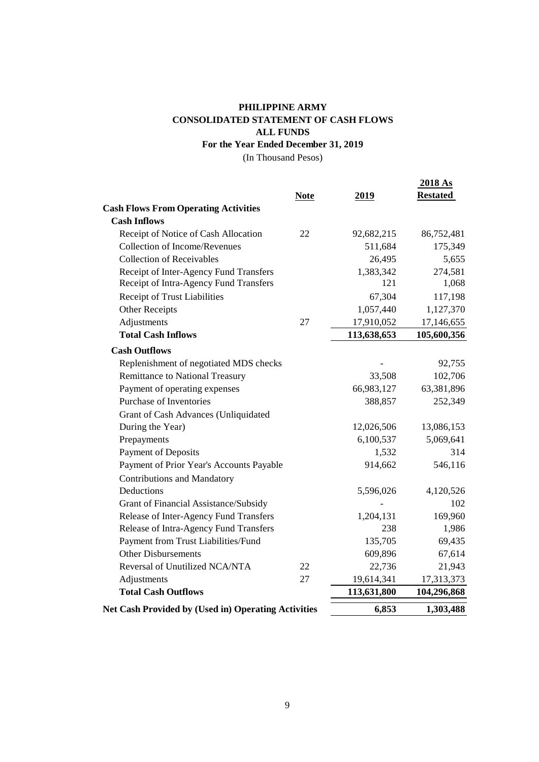# PHILIPPINE ARMY
## CONSOLIDATED STATEMENT OF CASH FLOWS
## ALL FUNDS
### For the Year Ended December 31, 2019

(In Thousand Pesos)

| | Note | 2019 | 2018 As Restated |
|---|---|---|---|
| **Cash Flows From Operating Activities** | | | |
| **Cash Inflows** | | | |
| Receipt of Notice of Cash Allocation | 22 | 92,682,215 | 86,752,481 |
| Collection of Income/Revenues | | 511,684 | 175,349 |
| Collection of Receivables | | 26,495 | 5,655 |
| Receipt of Inter-Agency Fund Transfers | | 1,383,342 | 274,581 |
| Receipt of Intra-Agency Fund Transfers | | 121 | 1,068 |
| Receipt of Trust Liabilities | | 67,304 | 117,198 |
| Other Receipts | | 1,057,440 | 1,127,370 |
| Adjustments | 27 | 17,910,052 | 17,146,655 |
| **Total Cash Inflows** | | **113,638,653** | **105,600,356** |
| **Cash Outflows** | | | |
| Replenishment of negotiated MDS checks | | - | 92,755 |
| Remittance to National Treasury | | 33,508 | 102,706 |
| Payment of operating expenses | | 66,983,127 | 63,381,896 |
| Purchase of Inventories | | 388,857 | 252,349 |
| Grant of Cash Advances (Unliquidated During the Year) | | 12,026,506 | 13,086,153 |
| Prepayments | | 6,100,537 | 5,069,641 |
| Payment of Deposits | | 1,532 | 314 |
| Payment of Prior Year's Accounts Payable | | 914,662 | 546,116 |
| Contributions and Mandatory Deductions | | 5,596,026 | 4,120,526 |
| Grant of Financial Assistance/Subsidy | | - | 102 |
| Release of Inter-Agency Fund Transfers | | 1,204,131 | 169,960 |
| Release of Intra-Agency Fund Transfers | | 238 | 1,986 |
| Payment from Trust Liabilities/Fund | | 135,705 | 69,435 |
| Other Disbursements | | 609,896 | 67,614 |
| Reversal of Unutilized NCA/NTA | 22 | 22,736 | 21,943 |
| Adjustments | 27 | 19,614,341 | 17,313,373 |
| **Total Cash Outflows** | | **113,631,800** | **104,296,868** |
| **Net Cash Provided by (Used in) Operating Activities** | | **6,853** | **1,303,488** |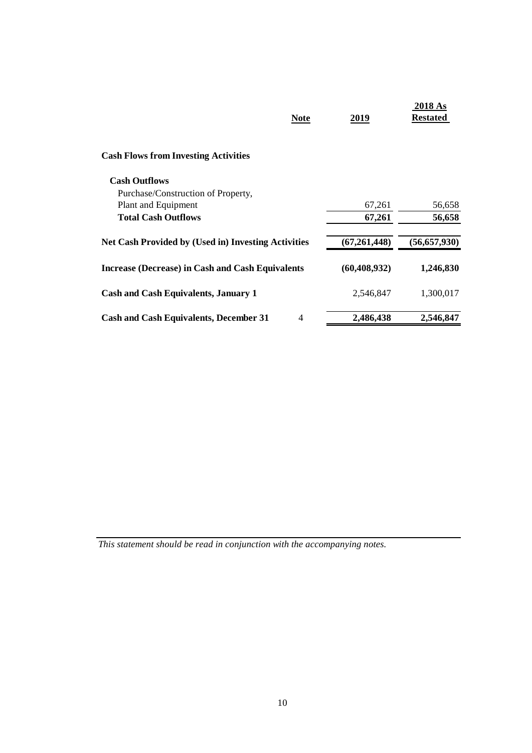| | Note | 2019 | 2018 As Restated |
|---|---|---|---|
| **Cash Flows from Investing Activities** | | | |
| **Cash Outflows** | | | |
| Purchase/Construction of Property, Plant and Equipment | | 67,261 | 56,658 |
| **Total Cash Outflows** | | **67,261** | **56,658** |
| **Net Cash Provided by (Used in) Investing Activities** | | **(67,261,448)** | **(56,657,930)** |
| **Increase (Decrease) in Cash and Cash Equivalents** | | **(60,408,932)** | **1,246,830** |
| **Cash and Cash Equivalents, January 1** | | 2,546,847 | 1,300,017 |
| **Cash and Cash Equivalents, December 31** | 4 | **2,486,438** | **2,546,847** |

*This statement should be read in conjunction with the accompanying notes.*